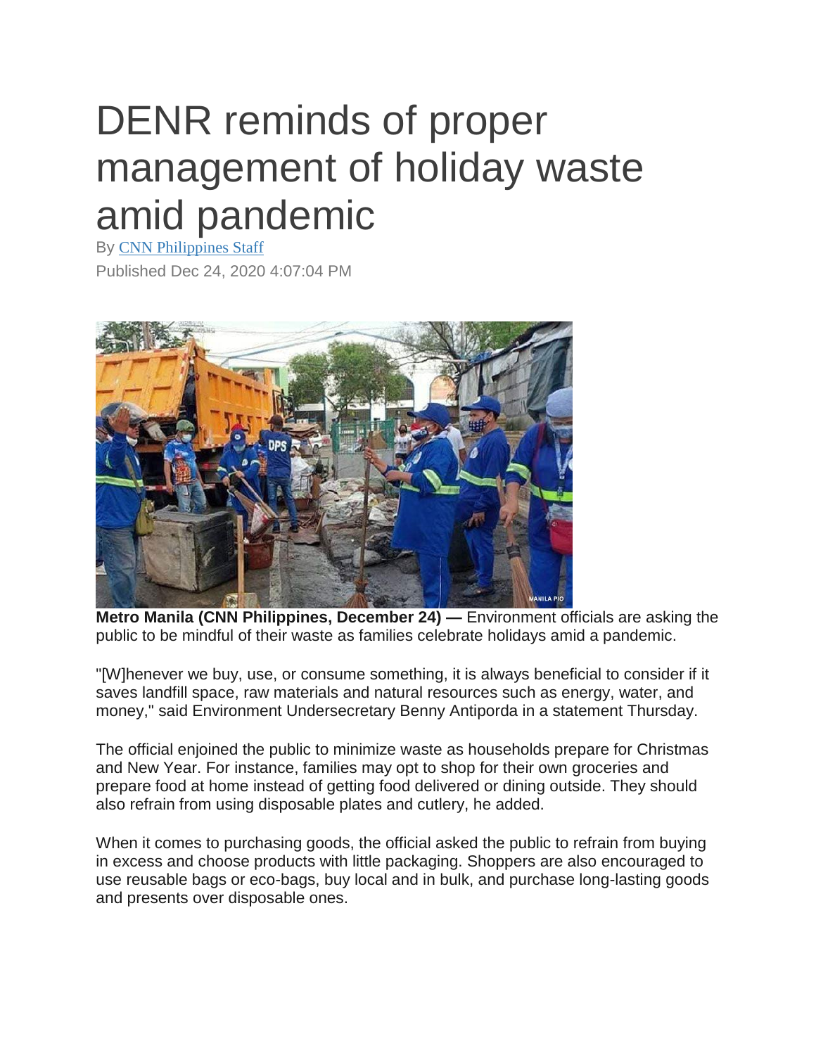# DENR reminds of proper management of holiday waste amid pandemic

By [CNN Philippines Staff]

Published Dec 24, 2020 4:07:04 PM

**Metro Manila (CNN Philippines, December 24) —** Environment officials are asking the public to be mindful of their waste as families celebrate holidays amid a pandemic.

"[W]henever we buy, use, or consume something, it is always beneficial to consider if it saves landfill space, raw materials and natural resources such as energy, water, and money," said Environment Undersecretary Benny Antiporda in a statement Thursday.

The official enjoined the public to minimize waste as households prepare for Christmas and New Year. For instance, families may opt to shop for their own groceries and prepare food at home instead of getting food delivered or dining outside. They should also refrain from using disposable plates and cutlery, he added.

When it comes to purchasing goods, the official asked the public to refrain from buying in excess and choose products with little packaging. Shoppers are also encouraged to use reusable bags or eco-bags, buy local and in bulk, and purchase long-lasting goods and presents over disposable ones.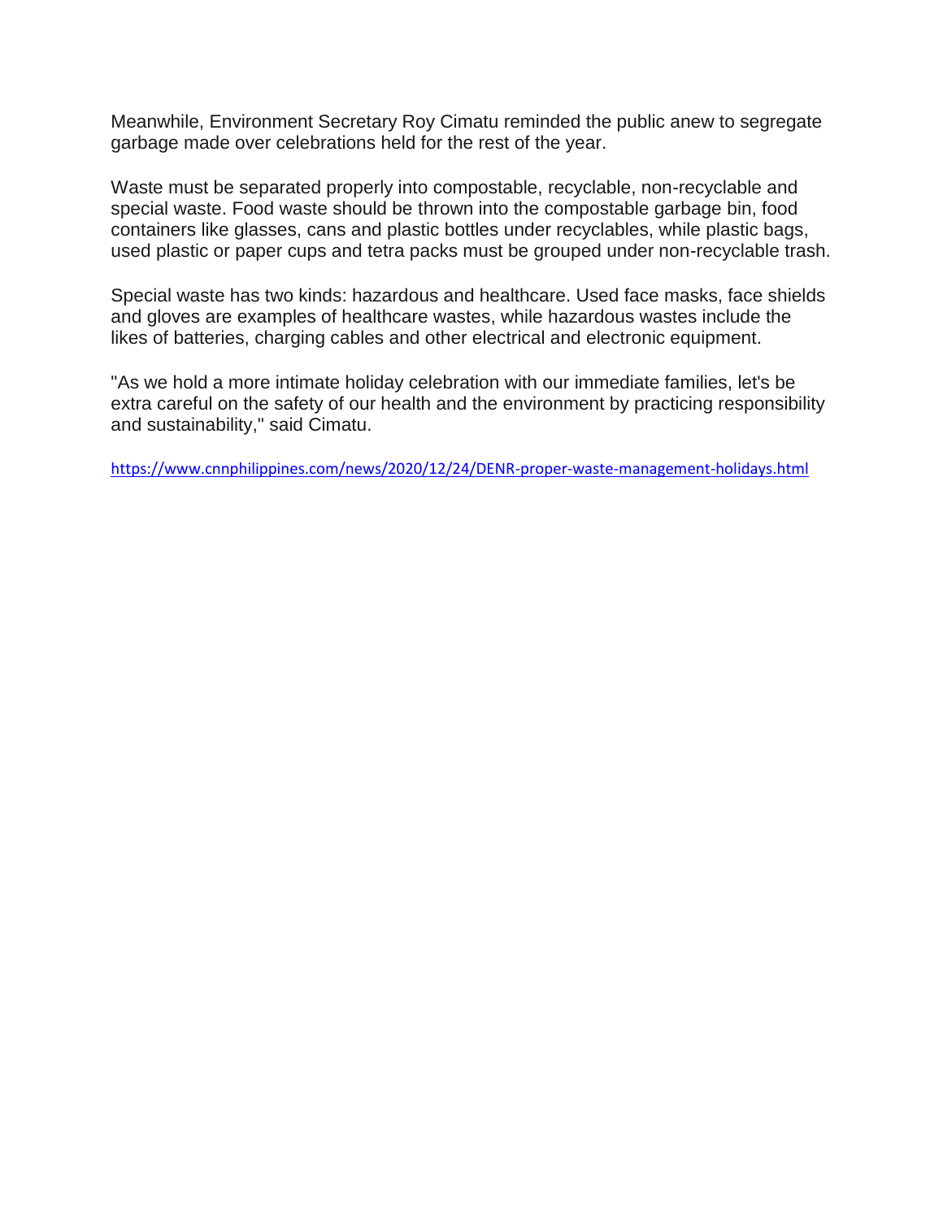Meanwhile, Environment Secretary Roy Cimatu reminded the public anew to segregate garbage made over celebrations held for the rest of the year.

Waste must be separated properly into compostable, recyclable, non-recyclable and special waste. Food waste should be thrown into the compostable garbage bin, food containers like glasses, cans and plastic bottles under recyclables, while plastic bags, used plastic or paper cups and tetra packs must be grouped under non-recyclable trash.

Special waste has two kinds: hazardous and healthcare. Used face masks, face shields and gloves are examples of healthcare wastes, while hazardous wastes include the likes of batteries, charging cables and other electrical and electronic equipment.

"As we hold a more intimate holiday celebration with our immediate families, let's be extra careful on the safety of our health and the environment by practicing responsibility and sustainability," said Cimatu.

https://www.cnnphilippines.com/news/2020/12/24/DENR-proper-waste-management-holidays.html